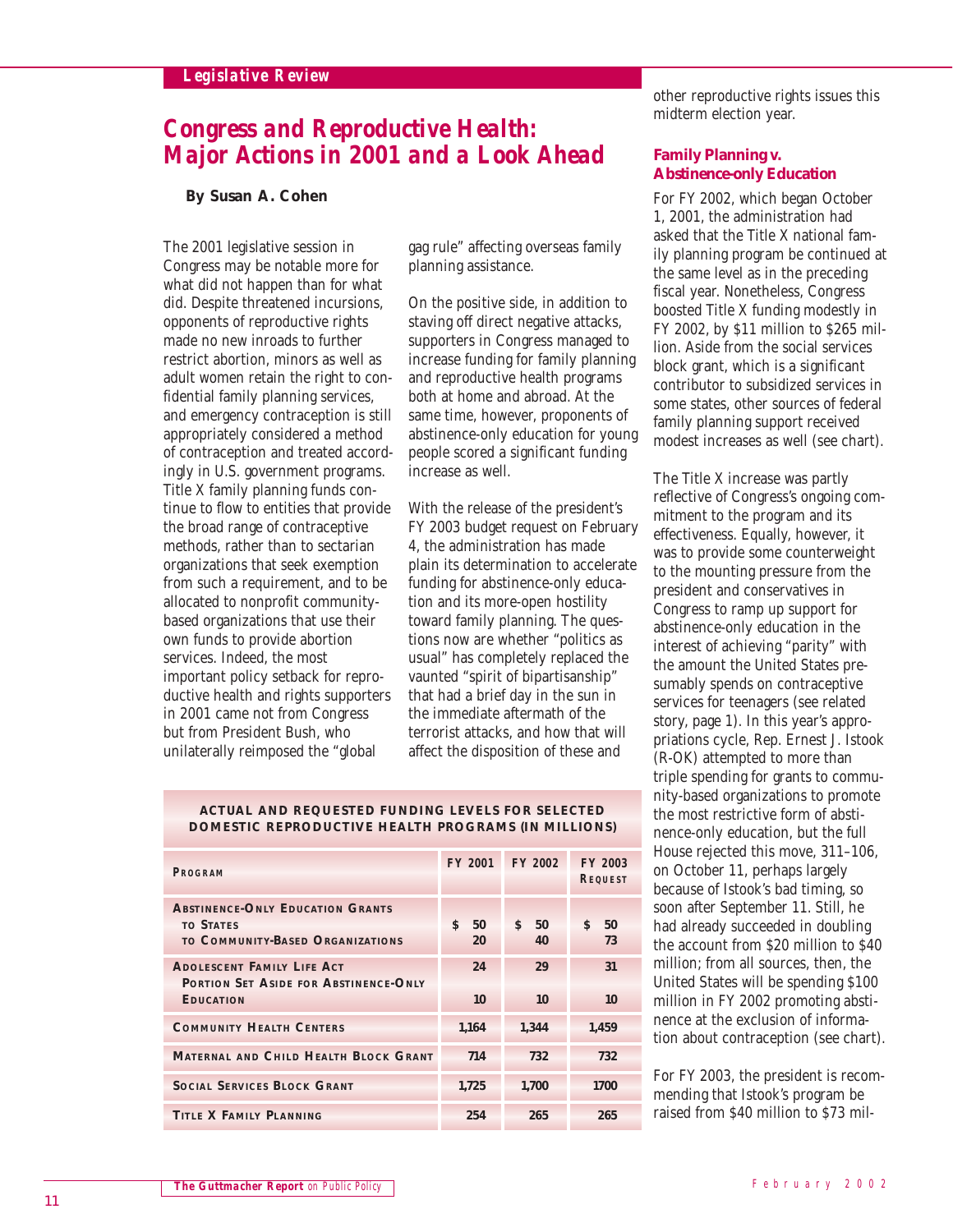Legislative Review

# Congress and Reproductive Health: Major Actions in 2001 and a Look Ahead

**By Susan A. Cohen**

The 2001 legislative session in Congress may be notable more for what did not happen than for what did. Despite threatened incursions, opponents of reproductive rights made no new inroads to further restrict abortion, minors as well as adult women retain the right to confidential family planning services, and emergency contraception is still appropriately considered a method of contraception and treated accordingly in U.S. government programs. Title X family planning funds continue to flow to entities that provide the broad range of contraceptive methods, rather than to sectarian organizations that seek exemption from such a requirement, and to be allocated to nonprofit community-based organizations that use their own funds to provide abortion services. Indeed, the most important policy setback for reproductive health and rights supporters in 2001 came not from Congress but from President Bush, who unilaterally reimposed the "global gag rule" affecting overseas family planning assistance.

On the positive side, in addition to staving off direct negative attacks, supporters in Congress managed to increase funding for family planning and reproductive health programs both at home and abroad. At the same time, however, proponents of abstinence-only education for young people scored a significant funding increase as well.

With the release of the president's FY 2003 budget request on February 4, the administration has made plain its determination to accelerate funding for abstinence-only education and its more-open hostility toward family planning. The questions now are whether "politics as usual" has completely replaced the vaunted "spirit of bipartisanship" that had a brief day in the sun in the immediate aftermath of the terrorist attacks, and how that will affect the disposition of these and other reproductive rights issues this midterm election year.

| ACTUAL AND REQUESTED FUNDING LEVELS FOR SELECTED DOMESTIC REPRODUCTIVE HEALTH PROGRAMS (IN MILLIONS) | | | |
|---|---|---|---|
| **Program** | **FY 2001** | **FY 2002** | **FY 2003 Request** |
| **Abstinence-Only Education Grants** | | | |
| to States | $ 50 | $ 50 | $ 50 |
| to Community-Based Organizations | 20 | 40 | 73 |
| **Adolescent Family Life Act** | 24 | 29 | 31 |
| Portion Set Aside for Abstinence-Only Education | 10 | 10 | 10 |
| **Community Health Centers** | 1,164 | 1,344 | 1,459 |
| **Maternal and Child Health Block Grant** | 714 | 732 | 732 |
| **Social Services Block Grant** | 1,725 | 1,700 | 1700 |
| **Title X Family Planning** | 254 | 265 | 265 |

## Family Planning v. Abstinence-only Education

For FY 2002, which began October 1, 2001, the administration had asked that the Title X national family planning program be continued at the same level as in the preceding fiscal year. Nonetheless, Congress boosted Title X funding modestly in FY 2002, by $11 million to $265 million. Aside from the social services block grant, which is a significant contributor to subsidized services in some states, other sources of federal family planning support received modest increases as well (see chart).

The Title X increase was partly reflective of Congress's ongoing commitment to the program and its effectiveness. Equally, however, it was to provide some counterweight to the mounting pressure from the president and conservatives in Congress to ramp up support for abstinence-only education in the interest of achieving "parity" with the amount the United States presumably spends on contraceptive services for teenagers (see related story, page 1). In this year's appropriations cycle, Rep. Ernest J. Istook (R-OK) attempted to more than triple spending for grants to community-based organizations to promote the most restrictive form of abstinence-only education, but the full House rejected this move, 311–106, on October 11, perhaps largely because of Istook's bad timing, so soon after September 11. Still, he had already succeeded in doubling the account from $20 million to $40 million; from all sources, then, the United States will be spending $100 million in FY 2002 promoting abstinence at the exclusion of information about contraception (see chart).

For FY 2003, the president is recommending that Istook's program be raised from $40 million to $73 mil-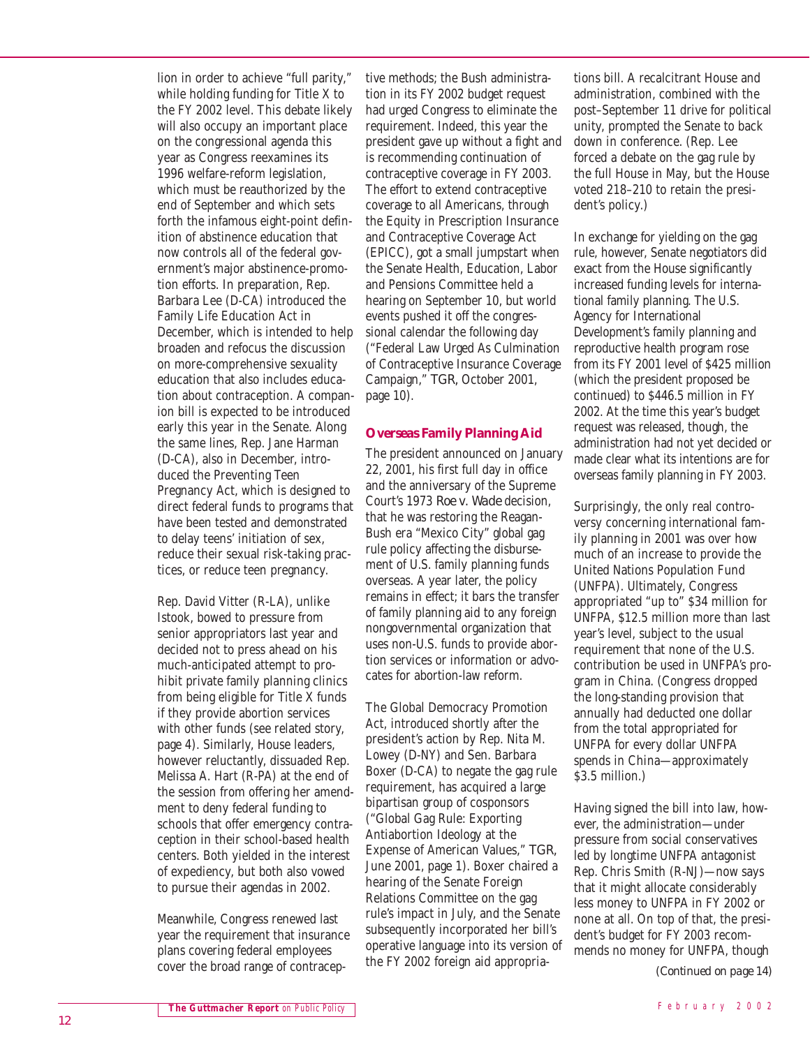lion in order to achieve "full parity," while holding funding for Title X to the FY 2002 level. This debate likely will also occupy an important place on the congressional agenda this year as Congress reexamines its 1996 welfare-reform legislation, which must be reauthorized by the end of September and which sets forth the infamous eight-point definition of abstinence education that now controls all of the federal government's major abstinence-promotion efforts. In preparation, Rep. Barbara Lee (D-CA) introduced the Family Life Education Act in December, which is intended to help broaden and refocus the discussion on more-comprehensive sexuality education that also includes education about contraception. A companion bill is expected to be introduced early this year in the Senate. Along the same lines, Rep. Jane Harman (D-CA), also in December, introduced the Preventing Teen Pregnancy Act, which is designed to direct federal funds to programs that have been tested and demonstrated to delay teens' initiation of sex, reduce their sexual risk-taking practices, or reduce teen pregnancy.

Rep. David Vitter (R-LA), unlike Istook, bowed to pressure from senior appropriators last year and decided not to press ahead on his much-anticipated attempt to prohibit private family planning clinics from being eligible for Title X funds if they provide abortion services with other funds (see related story, page 4). Similarly, House leaders, however reluctantly, dissuaded Rep. Melissa A. Hart (R-PA) at the end of the session from offering her amendment to deny federal funding to schools that offer emergency contraception in their school-based health centers. Both yielded in the interest of expediency, but both also vowed to pursue their agendas in 2002.

Meanwhile, Congress renewed last year the requirement that insurance plans covering federal employees cover the broad range of contraceptive methods; the Bush administration in its FY 2002 budget request had urged Congress to eliminate the requirement. Indeed, this year the president gave up without a fight and is recommending continuation of contraceptive coverage in FY 2003. The effort to extend contraceptive coverage to all Americans, through the Equity in Prescription Insurance and Contraceptive Coverage Act (EPICC), got a small jumpstart when the Senate Health, Education, Labor and Pensions Committee held a hearing on September 10, but world events pushed it off the congressional calendar the following day ("Federal Law Urged As Culmination of Contraceptive Insurance Coverage Campaign," *TGR*, October 2001, page 10).

## Overseas Family Planning Aid

The president announced on January 22, 2001, his first full day in office and the anniversary of the Supreme Court's 1973 *Roe v. Wade* decision, that he was restoring the Reagan-Bush era "Mexico City" global gag rule policy affecting the disbursement of U.S. family planning funds overseas. A year later, the policy remains in effect; it bars the transfer of family planning aid to any foreign nongovernmental organization that uses non-U.S. funds to provide abortion services or information or advocates for abortion-law reform.

The Global Democracy Promotion Act, introduced shortly after the president's action by Rep. Nita M. Lowey (D-NY) and Sen. Barbara Boxer (D-CA) to negate the gag rule requirement, has acquired a large bipartisan group of cosponsors ("Global Gag Rule: Exporting Antiabortion Ideology at the Expense of American Values," *TGR*, June 2001, page 1). Boxer chaired a hearing of the Senate Foreign Relations Committee on the gag rule's impact in July, and the Senate subsequently incorporated her bill's operative language into its version of the FY 2002 foreign aid appropriations bill. A recalcitrant House and administration, combined with the post–September 11 drive for political unity, prompted the Senate to back down in conference. (Rep. Lee forced a debate on the gag rule by the full House in May, but the House voted 218–210 to retain the president's policy.)

In exchange for yielding on the gag rule, however, Senate negotiators did exact from the House significantly increased funding levels for international family planning. The U.S. Agency for International Development's family planning and reproductive health program rose from its FY 2001 level of $425 million (which the president proposed be continued) to $446.5 million in FY 2002. At the time this year's budget request was released, though, the administration had not yet decided or made clear what its intentions are for overseas family planning in FY 2003.

Surprisingly, the only real controversy concerning international family planning in 2001 was over how much of an increase to provide the United Nations Population Fund (UNFPA). Ultimately, Congress appropriated "up to" $34 million for UNFPA, $12.5 million more than last year's level, subject to the usual requirement that none of the U.S. contribution be used in UNFPA's program in China. (Congress dropped the long-standing provision that annually had deducted one dollar from the total appropriated for UNFPA for every dollar UNFPA spends in China—approximately $3.5 million.)

Having signed the bill into law, however, the administration—under pressure from social conservatives led by longtime UNFPA antagonist Rep. Chris Smith (R-NJ)—now says that it might allocate considerably less money to UNFPA in FY 2002 or none at all. On top of that, the president's budget for FY 2003 recommends no money for UNFPA, though

*(Continued on page 14)*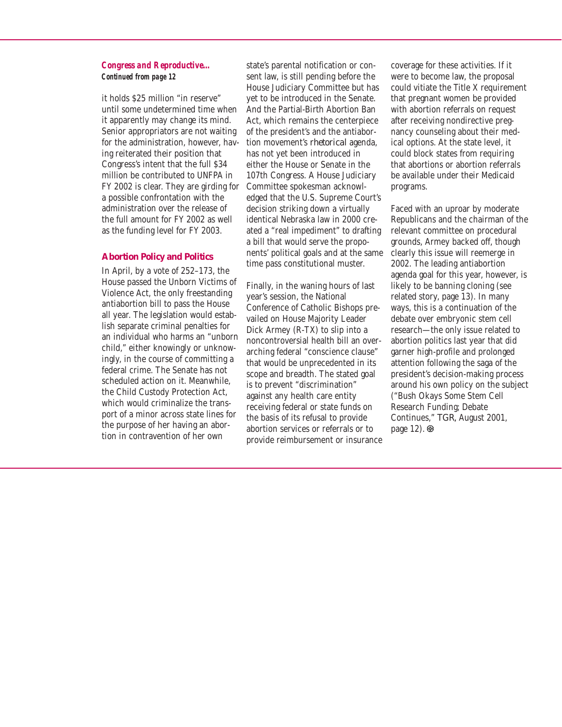*Congress and Reproductive...*
*Continued from page 12*

it holds $25 million "in reserve" until some undetermined time when it apparently may change its mind. Senior appropriators are not waiting for the administration, however, having reiterated their position that Congress's intent that the full $34 million be contributed to UNFPA in FY 2002 is clear. They are girding for a possible confrontation with the administration over the release of the full amount for FY 2002 as well as the funding level for FY 2003.

## Abortion Policy and Politics

In April, by a vote of 252–173, the House passed the Unborn Victims of Violence Act, the only freestanding antiabortion bill to pass the House all year. The legislation would establish separate criminal penalties for an individual who harms an "unborn child," either knowingly or unknowingly, in the course of committing a federal crime. The Senate has not scheduled action on it. Meanwhile, the Child Custody Protection Act, which would criminalize the transport of a minor across state lines for the purpose of her having an abortion in contravention of her own state's parental notification or consent law, is still pending before the House Judiciary Committee but has yet to be introduced in the Senate. And the Partial-Birth Abortion Ban Act, which remains the centerpiece of the president's and the antiabortion movement's rhetorical agenda, has not yet been introduced in either the House or Senate in the 107th Congress. A House Judiciary Committee spokesman acknowledged that the U.S. Supreme Court's decision striking down a virtually identical Nebraska law in 2000 created a "real impediment" to drafting a bill that would serve the proponents' political goals and at the same time pass constitutional muster.

Finally, in the waning hours of last year's session, the National Conference of Catholic Bishops prevailed on House Majority Leader Dick Armey (R-TX) to slip into a noncontroversial health bill an overarching federal "conscience clause" that would be unprecedented in its scope and breadth. The stated goal is to prevent "discrimination" against any health care entity receiving federal or state funds on the basis of its refusal to provide abortion services or referrals or to provide reimbursement or insurance coverage for these activities. If it were to become law, the proposal could vitiate the Title X requirement that pregnant women be provided with abortion referrals on request after receiving nondirective pregnancy counseling about their medical options. At the state level, it could block states from requiring that abortions or abortion referrals be available under their Medicaid programs.

Faced with an uproar by moderate Republicans and the chairman of the relevant committee on procedural grounds, Armey backed off, though clearly this issue will reemerge in 2002. The leading antiabortion agenda goal for this year, however, is likely to be banning cloning (see related story, page 13). In many ways, this is a continuation of the debate over embryonic stem cell research—the only issue related to abortion politics last year that did garner high-profile and prolonged attention following the saga of the president's decision-making process around his own policy on the subject ("Bush Okays Some Stem Cell Research Funding; Debate Continues," TGR, August 2001, page 12). ⊕